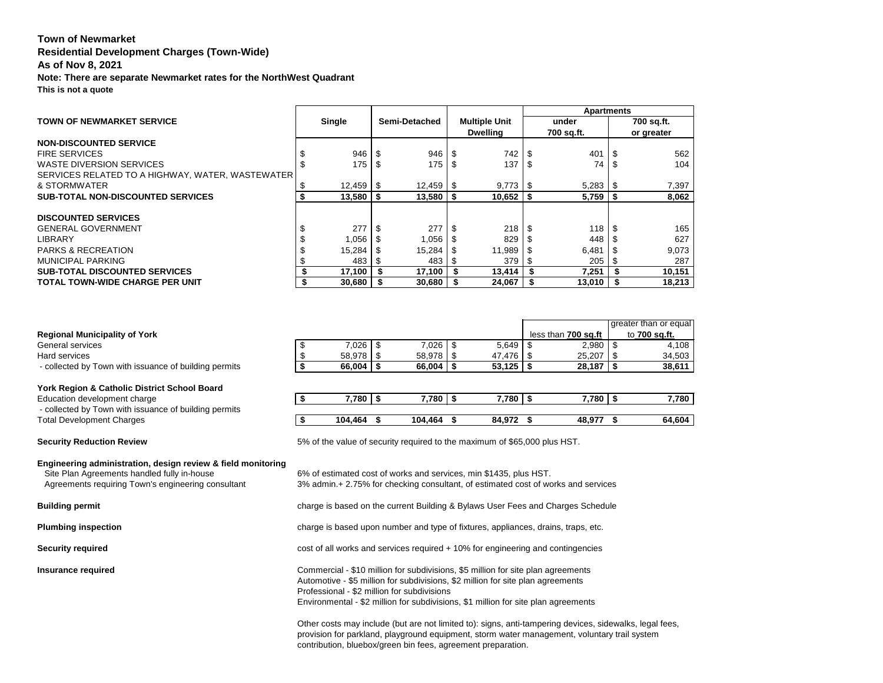**Town of Newmarket**
**Residential Development Charges (Town-Wide)**
**As of Nov 8, 2021**
**Note: There are separate Newmarket rates for the NorthWest Quadrant**
**This is not a quote**

| TOWN OF NEWMARKET SERVICE | Single | Semi-Detached | Multiple Unit Dwelling | Apartments under 700 sq.ft. | Apartments 700 sq.ft. or greater |
|---|---|---|---|---|---|
| **NON-DISCOUNTED SERVICE** | | | | | |
| FIRE SERVICES | $ 946 | $ 946 | $ 742 | $ 401 | $ 562 |
| WASTE DIVERSION SERVICES | $ 175 | $ 175 | $ 137 | $ 74 | $ 104 |
| SERVICES RELATED TO A HIGHWAY, WATER, WASTEWATER & STORMWATER | $ 12,459 | $ 12,459 | $ 9,773 | $ 5,283 | $ 7,397 |
| **SUB-TOTAL NON-DISCOUNTED SERVICES** | **$ 13,580** | **$ 13,580** | **$ 10,652** | **$ 5,759** | **$ 8,062** |
| **DISCOUNTED SERVICES** | | | | | |
| GENERAL GOVERNMENT | $ 277 | $ 277 | $ 218 | $ 118 | $ 165 |
| LIBRARY | $ 1,056 | $ 1,056 | $ 829 | $ 448 | $ 627 |
| PARKS & RECREATION | $ 15,284 | $ 15,284 | $ 11,989 | $ 6,481 | $ 9,073 |
| MUNICIPAL PARKING | $ 483 | $ 483 | $ 379 | $ 205 | $ 287 |
| **SUB-TOTAL DISCOUNTED SERVICES** | **$ 17,100** | **$ 17,100** | **$ 13,414** | **$ 7,251** | **$ 10,151** |
| **TOTAL TOWN-WIDE CHARGE PER UNIT** | **$ 30,680** | **$ 30,680** | **$ 24,067** | **$ 13,010** | **$ 18,213** |

| **Regional Municipality of York** | | | | less than **700 sq.ft** | greater than or equal to **700 sq.ft.** |
|---|---|---|---|---|---|
| General services | $ 7,026 | $ 7,026 | $ 5,649 | $ 2,980 | $ 4,108 |
| Hard services | $ 58,978 | $ 58,978 | $ 47,476 | $ 25,207 | $ 34,503 |
| - collected by Town with issuance of building permits | **$ 66,004** | **$ 66,004** | **$ 53,125** | **$ 28,187** | **$ 38,611** |
| **York Region & Catholic District School Board** | | | | | |
| Education development charge<br>- collected by Town with issuance of building permits | **$ 7,780** | **$ 7,780** | **$ 7,780** | **$ 7,780** | **$ 7,780** |
| Total Development Charges | **$ 104,464** | **$ 104,464** | **$ 84,972** | **$ 48,977** | **$ 64,604** |

**Security Reduction Review** — 5% of the value of security required to the maximum of $65,000 plus HST.

**Engineering administration, design review & field monitoring**
- Site Plan Agreements handled fully in-house — 6% of estimated cost of works and services, min $1435, plus HST.
- Agreements requiring Town's engineering consultant — 3% admin.+ 2.75% for checking consultant, of estimated cost of works and services

**Building permit** — charge is based on the current Building & Bylaws User Fees and Charges Schedule

**Plumbing inspection** — charge is based upon number and type of fixtures, appliances, drains, traps, etc.

**Security required** — cost of all works and services required + 10% for engineering and contingencies

**Insurance required**
- Commercial - $10 million for subdivisions, $5 million for site plan agreements
- Automotive - $5 million for subdivisions, $2 million for site plan agreements
- Professional - $2 million for subdivisions
- Environmental - $2 million for subdivisions, $1 million for site plan agreements

Other costs may include (but are not limited to): signs, anti-tampering devices, sidewalks, legal fees, provision for parkland, playground equipment, storm water management, voluntary trail system contribution, bluebox/green bin fees, agreement preparation.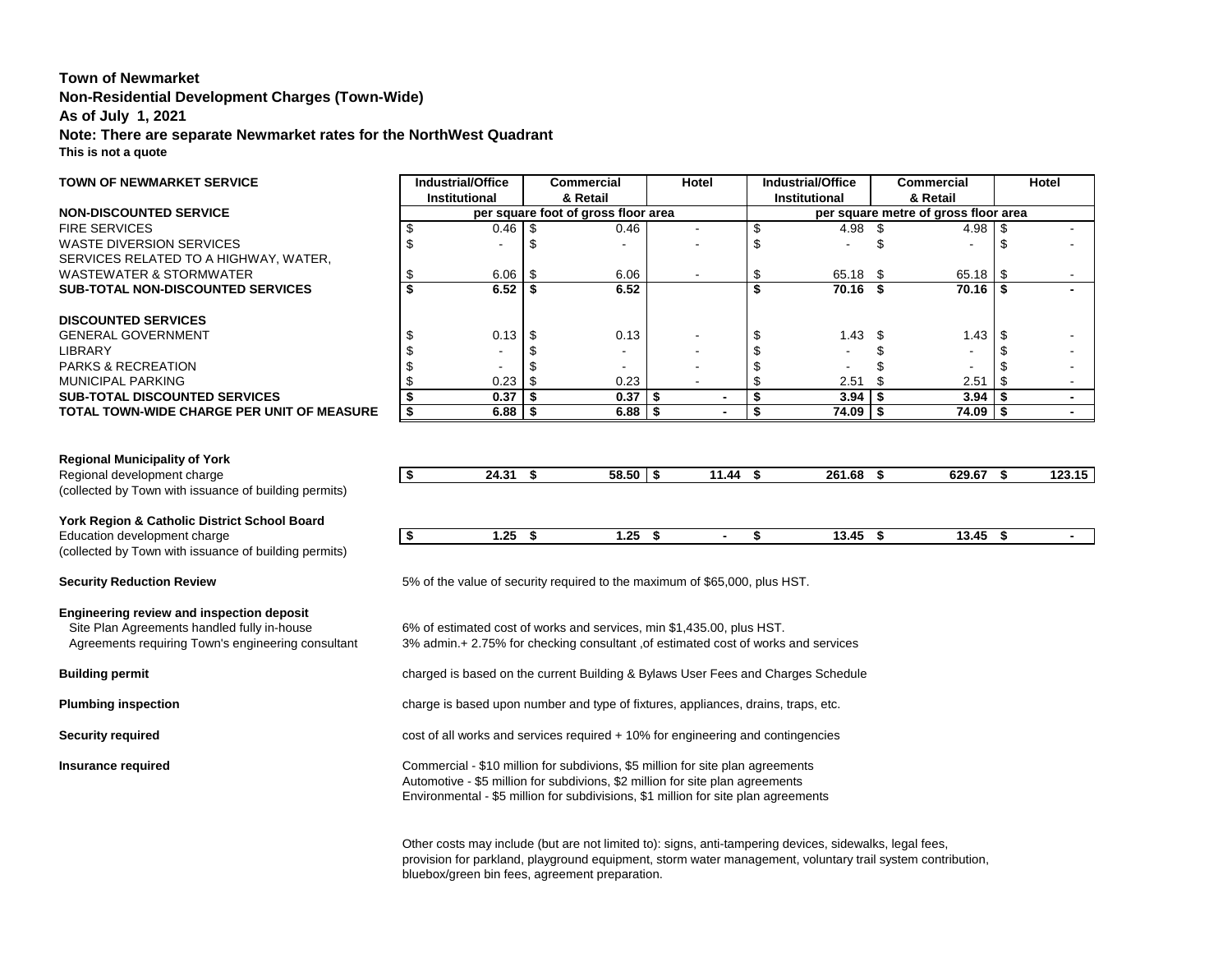**Town of Newmarket**

**Non-Residential Development Charges (Town-Wide)**

**As of July 1, 2021**

**Note: There are separate Newmarket rates for the NorthWest Quadrant**

**This is not a quote**

| TOWN OF NEWMARKET SERVICE | Industrial/Office Institutional | Commercial & Retail | Hotel | Industrial/Office Institutional | Commercial & Retail | Hotel |
|---|---|---|---|---|---|---|
| **NON-DISCOUNTED SERVICE** | per square foot of gross floor area | | | per square metre of gross floor area | | |
| FIRE SERVICES | $ 0.46 | $ 0.46 | - | $ 4.98 | $ 4.98 | $ - |
| WASTE DIVERSION SERVICES | $ - | $ - | - | $ - | $ - | $ - |
| SERVICES RELATED TO A HIGHWAY, WATER, WASTEWATER & STORMWATER | $ 6.06 | $ 6.06 | - | $ 65.18 | $ 65.18 | $ - |
| **SUB-TOTAL NON-DISCOUNTED SERVICES** | **$ 6.52** | **$ 6.52** | | **$ 70.16** | **$ 70.16** | **$ -** |
| **DISCOUNTED SERVICES** | | | | | | |
| GENERAL GOVERNMENT | $ 0.13 | $ 0.13 | - | $ 1.43 | $ 1.43 | $ - |
| LIBRARY | $ - | $ - | - | $ - | $ - | $ - |
| PARKS & RECREATION | $ - | $ - | - | $ - | $ - | $ - |
| MUNICIPAL PARKING | $ 0.23 | $ 0.23 | - | $ 2.51 | $ 2.51 | $ - |
| **SUB-TOTAL DISCOUNTED SERVICES** | **$ 0.37** | **$ 0.37** | **$ -** | **$ 3.94** | **$ 3.94** | **$ -** |
| **TOTAL TOWN-WIDE CHARGE PER UNIT OF MEASURE** | **$ 6.88** | **$ 6.88** | **$ -** | **$ 74.09** | **$ 74.09** | **$ -** |
| **Regional Municipality of York** | | | | | | |
| Regional development charge (collected by Town with issuance of building permits) | **$ 24.31** | **$ 58.50** | **$ 11.44** | **$ 261.68** | **$ 629.67** | **$ 123.15** |
| **York Region & Catholic District School Board** | | | | | | |
| Education development charge (collected by Town with issuance of building permits) | **$ 1.25** | **$ 1.25** | **$ -** | **$ 13.45** | **$ 13.45** | **$ -** |

**Security Reduction Review**

5% of the value of security required to the maximum of $65,000, plus HST.

**Engineering review and inspection deposit**

Site Plan Agreements handled fully in-house — 6% of estimated cost of works and services, min $1,435.00, plus HST.

Agreements requiring Town's engineering consultant — 3% admin.+ 2.75% for checking consultant ,of estimated cost of works and services

**Building permit**

charged is based on the current Building & Bylaws User Fees and Charges Schedule

**Plumbing inspection**

charge is based upon number and type of fixtures, appliances, drains, traps, etc.

**Security required**

cost of all works and services required + 10% for engineering and contingencies

**Insurance required**

Commercial - $10 million for subdivions, $5 million for site plan agreements
Automotive - $5 million for subdivions, $2 million for site plan agreements
Environmental - $5 million for subdivisions, $1 million for site plan agreements

Other costs may include (but are not limited to): signs, anti-tampering devices, sidewalks, legal fees, provision for parkland, playground equipment, storm water management, voluntary trail system contribution, bluebox/green bin fees, agreement preparation.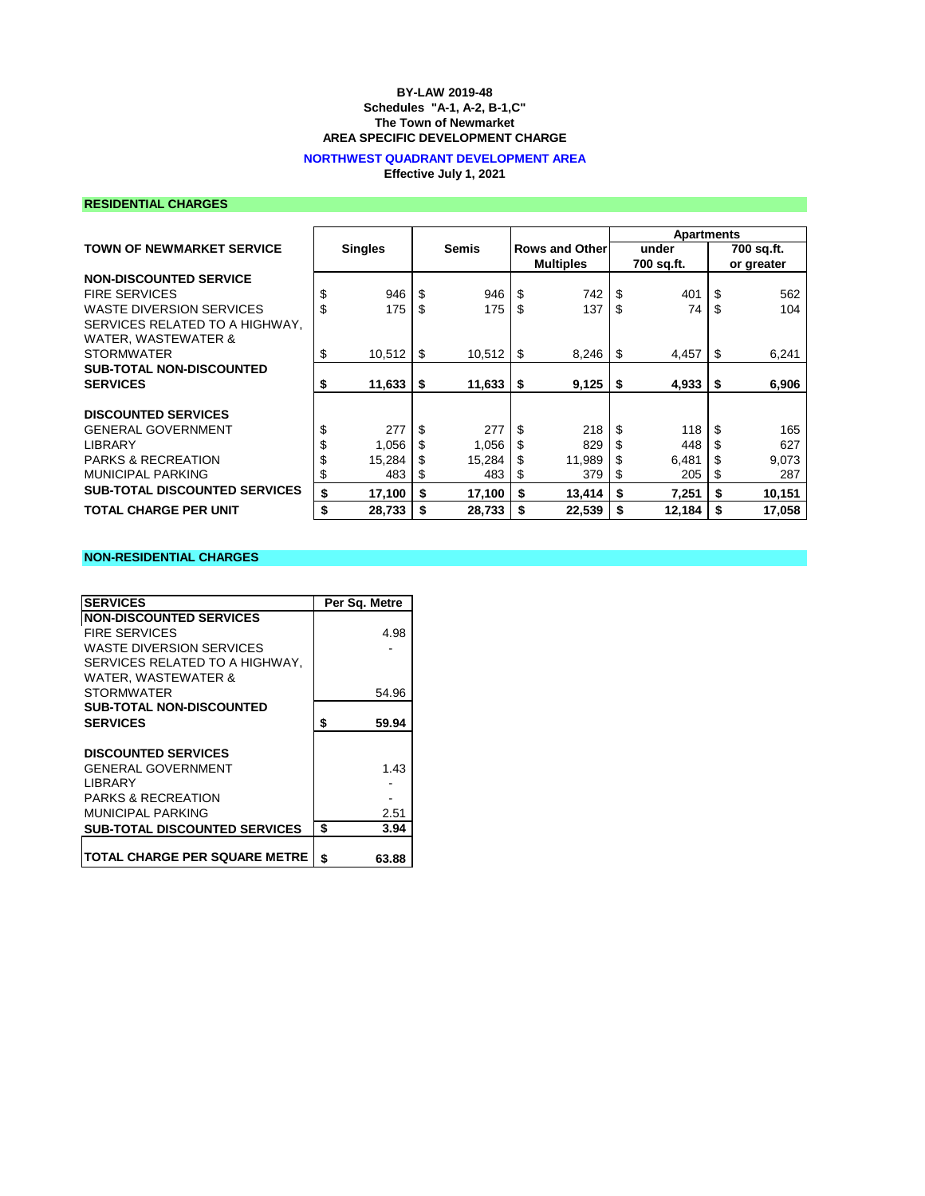**BY-LAW 2019-48**
**Schedules "A-1, A-2, B-1,C"**
**The Town of Newmarket**
**AREA SPECIFIC DEVELOPMENT CHARGE**

**NORTHWEST QUADRANT DEVELOPMENT AREA**
**Effective July 1, 2021**

## RESIDENTIAL CHARGES

| TOWN OF NEWMARKET SERVICE | Singles | Semis | Rows and Other Multiples | Apartments under 700 sq.ft. | Apartments 700 sq.ft. or greater |
|---|---|---|---|---|---|
| **NON-DISCOUNTED SERVICE** | | | | | |
| FIRE SERVICES | $ 946 | $ 946 | $ 742 | $ 401 | $ 562 |
| WASTE DIVERSION SERVICES | $ 175 | $ 175 | $ 137 | $ 74 | $ 104 |
| SERVICES RELATED TO A HIGHWAY, WATER, WASTEWATER & STORMWATER | $ 10,512 | $ 10,512 | $ 8,246 | $ 4,457 | $ 6,241 |
| **SUB-TOTAL NON-DISCOUNTED SERVICES** | **$ 11,633** | **$ 11,633** | **$ 9,125** | **$ 4,933** | **$ 6,906** |
| **DISCOUNTED SERVICES** | | | | | |
| GENERAL GOVERNMENT | $ 277 | $ 277 | $ 218 | $ 118 | $ 165 |
| LIBRARY | $ 1,056 | $ 1,056 | $ 829 | $ 448 | $ 627 |
| PARKS & RECREATION | $ 15,284 | $ 15,284 | $ 11,989 | $ 6,481 | $ 9,073 |
| MUNICIPAL PARKING | $ 483 | $ 483 | $ 379 | $ 205 | $ 287 |
| **SUB-TOTAL DISCOUNTED SERVICES** | **$ 17,100** | **$ 17,100** | **$ 13,414** | **$ 7,251** | **$ 10,151** |
| **TOTAL CHARGE PER UNIT** | **$ 28,733** | **$ 28,733** | **$ 22,539** | **$ 12,184** | **$ 17,058** |

## NON-RESIDENTIAL CHARGES

| SERVICES | Per Sq. Metre |
|---|---|
| **NON-DISCOUNTED SERVICES** | |
| FIRE SERVICES | 4.98 |
| WASTE DIVERSION SERVICES | - |
| SERVICES RELATED TO A HIGHWAY, WATER, WASTEWATER & STORMWATER | 54.96 |
| **SUB-TOTAL NON-DISCOUNTED SERVICES** | **$ 59.94** |
| **DISCOUNTED SERVICES** | |
| GENERAL GOVERNMENT | 1.43 |
| LIBRARY | - |
| PARKS & RECREATION | - |
| MUNICIPAL PARKING | 2.51 |
| **SUB-TOTAL DISCOUNTED SERVICES** | **$ 3.94** |
| **TOTAL CHARGE PER SQUARE METRE** | **$ 63.88** |